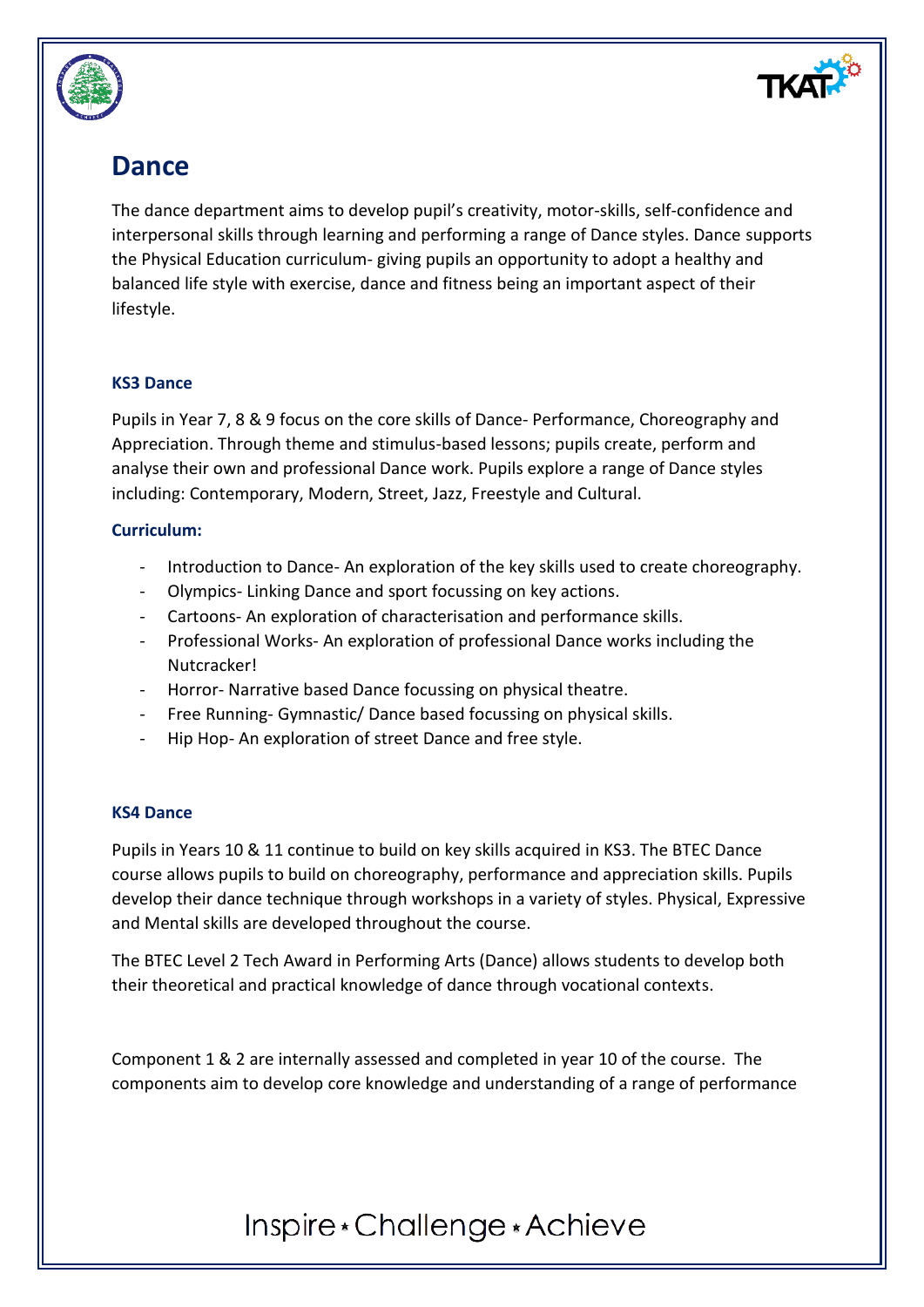# Dance

The dance department aims to develop pupil's creativity, motor-skills, self-confidence and interpersonal skills through learning and performing a range of Dance styles. Dance supports the Physical Education curriculum- giving pupils an opportunity to adopt a healthy and balanced life style with exercise, dance and fitness being an important aspect of their lifestyle.

### KS3 Dance

Pupils in Year 7, 8 & 9 focus on the core skills of Dance- Performance, Choreography and Appreciation. Through theme and stimulus-based lessons; pupils create, perform and analyse their own and professional Dance work. Pupils explore a range of Dance styles including: Contemporary, Modern, Street, Jazz, Freestyle and Cultural.

### Curriculum:

- Introduction to Dance- An exploration of the key skills used to create choreography.
- Olympics- Linking Dance and sport focussing on key actions.
- Cartoons- An exploration of characterisation and performance skills.
- Professional Works- An exploration of professional Dance works including the Nutcracker!
- Horror- Narrative based Dance focussing on physical theatre.
- Free Running- Gymnastic/ Dance based focussing on physical skills.
- Hip Hop- An exploration of street Dance and free style.

### KS4 Dance

Pupils in Years 10 & 11 continue to build on key skills acquired in KS3. The BTEC Dance course allows pupils to build on choreography, performance and appreciation skills. Pupils develop their dance technique through workshops in a variety of styles. Physical, Expressive and Mental skills are developed throughout the course.

The BTEC Level 2 Tech Award in Performing Arts (Dance) allows students to develop both their theoretical and practical knowledge of dance through vocational contexts.

Component 1 & 2 are internally assessed and completed in year 10 of the course. The components aim to develop core knowledge and understanding of a range of performance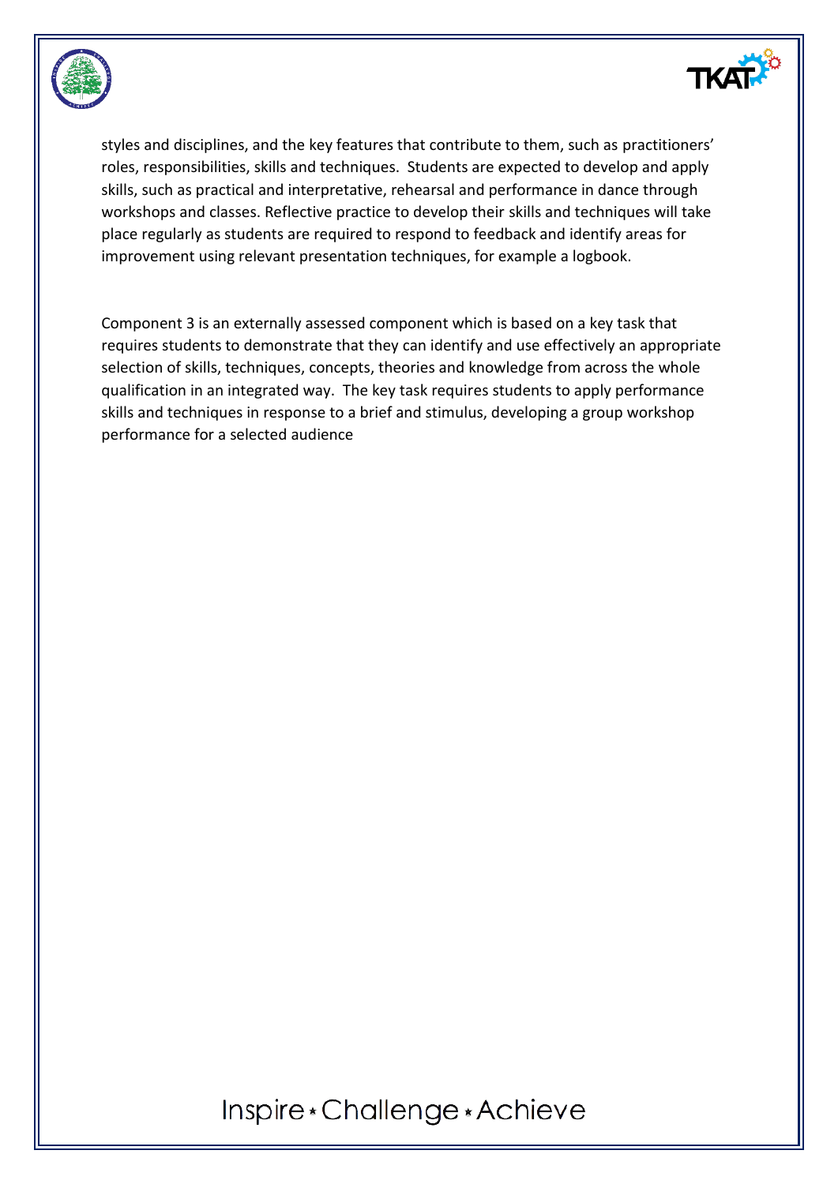styles and disciplines, and the key features that contribute to them, such as practitioners' roles, responsibilities, skills and techniques. Students are expected to develop and apply skills, such as practical and interpretative, rehearsal and performance in dance through workshops and classes. Reflective practice to develop their skills and techniques will take place regularly as students are required to respond to feedback and identify areas for improvement using relevant presentation techniques, for example a logbook.

Component 3 is an externally assessed component which is based on a key task that requires students to demonstrate that they can identify and use effectively an appropriate selection of skills, techniques, concepts, theories and knowledge from across the whole qualification in an integrated way. The key task requires students to apply performance skills and techniques in response to a brief and stimulus, developing a group workshop performance for a selected audience